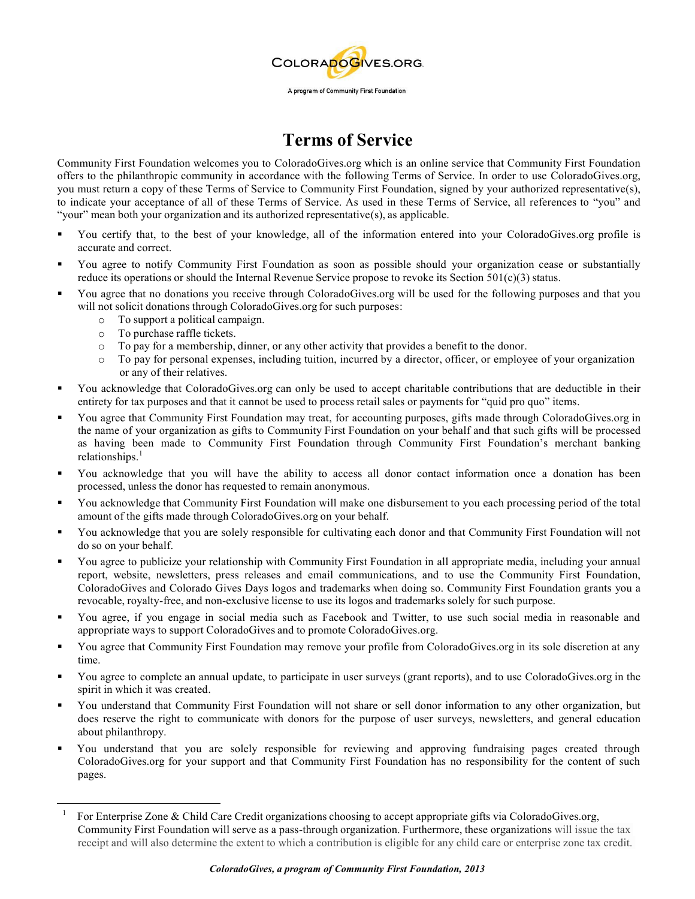COLORADOGIVES.ORG

A program of Community First Foundation

# Terms of Service

Community First Foundation welcomes you to ColoradoGives.org which is an online service that Community First Foundation offers to the philanthropic community in accordance with the following Terms of Service. In order to use ColoradoGives.org, you must return a copy of these Terms of Service to Community First Foundation, signed by your authorized representative(s), to indicate your acceptance of all of these Terms of Service. As used in these Terms of Service, all references to "you" and "your" mean both your organization and its authorized representative(s), as applicable.

- You certify that, to the best of your knowledge, all of the information entered into your ColoradoGives.org profile is accurate and correct.
- You agree to notify Community First Foundation as soon as possible should your organization cease or substantially reduce its operations or should the Internal Revenue Service propose to revoke its Section 501(c)(3) status.
- You agree that no donations you receive through ColoradoGives.org will be used for the following purposes and that you will not solicit donations through ColoradoGives.org for such purposes:
  - To support a political campaign.
  - To purchase raffle tickets.
  - To pay for a membership, dinner, or any other activity that provides a benefit to the donor.
  - To pay for personal expenses, including tuition, incurred by a director, officer, or employee of your organization or any of their relatives.
- You acknowledge that ColoradoGives.org can only be used to accept charitable contributions that are deductible in their entirety for tax purposes and that it cannot be used to process retail sales or payments for "quid pro quo" items.
- You agree that Community First Foundation may treat, for accounting purposes, gifts made through ColoradoGives.org in the name of your organization as gifts to Community First Foundation on your behalf and that such gifts will be processed as having been made to Community First Foundation through Community First Foundation's merchant banking relationships.[1]
- You acknowledge that you will have the ability to access all donor contact information once a donation has been processed, unless the donor has requested to remain anonymous.
- You acknowledge that Community First Foundation will make one disbursement to you each processing period of the total amount of the gifts made through ColoradoGives.org on your behalf.
- You acknowledge that you are solely responsible for cultivating each donor and that Community First Foundation will not do so on your behalf.
- You agree to publicize your relationship with Community First Foundation in all appropriate media, including your annual report, website, newsletters, press releases and email communications, and to use the Community First Foundation, ColoradoGives and Colorado Gives Days logos and trademarks when doing so. Community First Foundation grants you a revocable, royalty-free, and non-exclusive license to use its logos and trademarks solely for such purpose.
- You agree, if you engage in social media such as Facebook and Twitter, to use such social media in reasonable and appropriate ways to support ColoradoGives and to promote ColoradoGives.org.
- You agree that Community First Foundation may remove your profile from ColoradoGives.org in its sole discretion at any time.
- You agree to complete an annual update, to participate in user surveys (grant reports), and to use ColoradoGives.org in the spirit in which it was created.
- You understand that Community First Foundation will not share or sell donor information to any other organization, but does reserve the right to communicate with donors for the purpose of user surveys, newsletters, and general education about philanthropy.
- You understand that you are solely responsible for reviewing and approving fundraising pages created through ColoradoGives.org for your support and that Community First Foundation has no responsibility for the content of such pages.

---

[1] For Enterprise Zone & Child Care Credit organizations choosing to accept appropriate gifts via ColoradoGives.org, Community First Foundation will serve as a pass-through organization. Furthermore, these organizations will issue the tax receipt and will also determine the extent to which a contribution is eligible for any child care or enterprise zone tax credit.

*ColoradoGives, a program of Community First Foundation, 2013*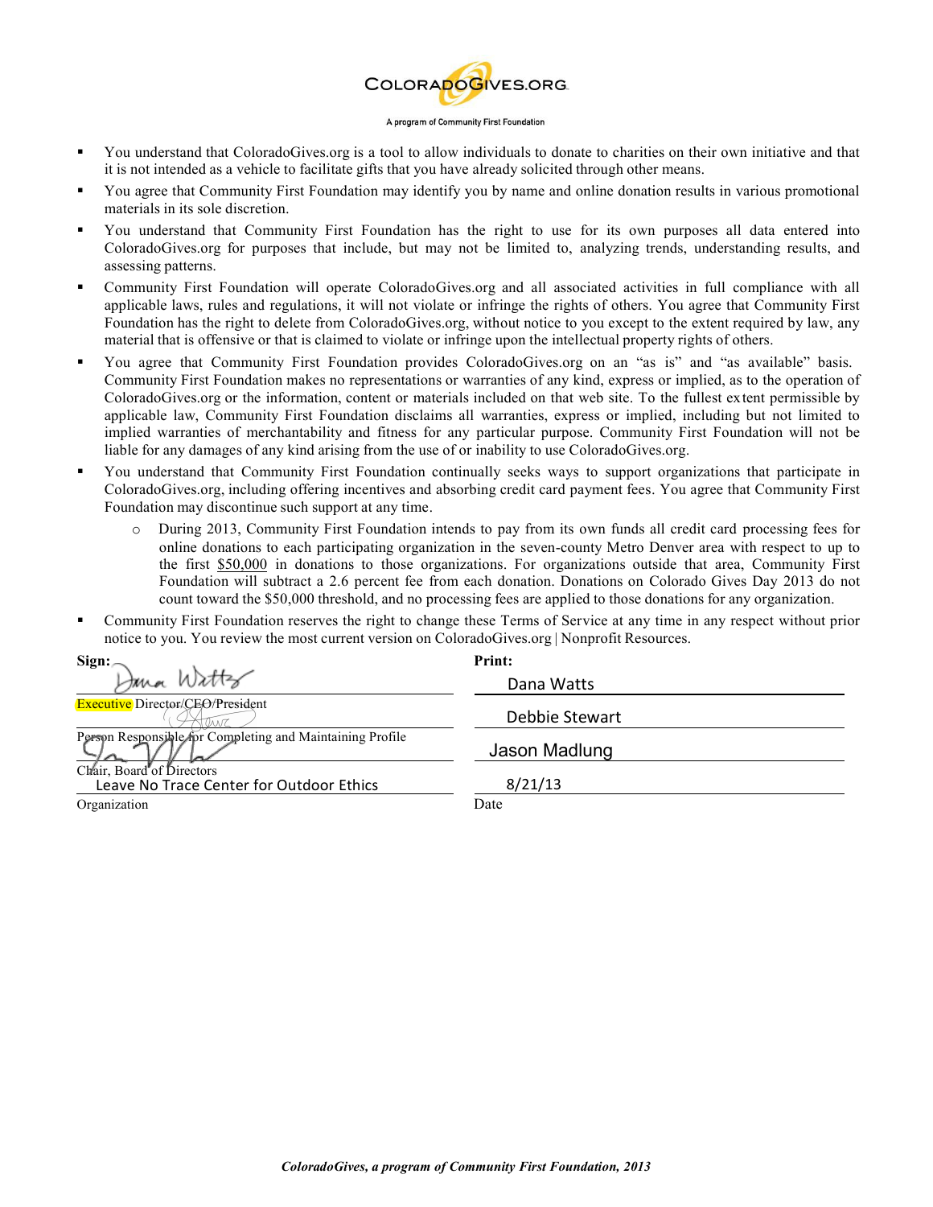COLORADOGIVES.ORG

A program of Community First Foundation

- You understand that ColoradoGives.org is a tool to allow individuals to donate to charities on their own initiative and that it is not intended as a vehicle to facilitate gifts that you have already solicited through other means.
- You agree that Community First Foundation may identify you by name and online donation results in various promotional materials in its sole discretion.
- You understand that Community First Foundation has the right to use for its own purposes all data entered into ColoradoGives.org for purposes that include, but may not be limited to, analyzing trends, understanding results, and assessing patterns.
- Community First Foundation will operate ColoradoGives.org and all associated activities in full compliance with all applicable laws, rules and regulations, it will not violate or infringe the rights of others. You agree that Community First Foundation has the right to delete from ColoradoGives.org, without notice to you except to the extent required by law, any material that is offensive or that is claimed to violate or infringe upon the intellectual property rights of others.
- You agree that Community First Foundation provides ColoradoGives.org on an "as is" and "as available" basis. Community First Foundation makes no representations or warranties of any kind, express or implied, as to the operation of ColoradoGives.org or the information, content or materials included on that web site. To the fullest extent permissible by applicable law, Community First Foundation disclaims all warranties, express or implied, including but not limited to implied warranties of merchantability and fitness for any particular purpose. Community First Foundation will not be liable for any damages of any kind arising from the use of or inability to use ColoradoGives.org.
- You understand that Community First Foundation continually seeks ways to support organizations that participate in ColoradoGives.org, including offering incentives and absorbing credit card payment fees. You agree that Community First Foundation may discontinue such support at any time.
  - During 2013, Community First Foundation intends to pay from its own funds all credit card processing fees for online donations to each participating organization in the seven-county Metro Denver area with respect to up to the first $50,000 in donations to those organizations. For organizations outside that area, Community First Foundation will subtract a 2.6 percent fee from each donation. Donations on Colorado Gives Day 2013 do not count toward the $50,000 threshold, and no processing fees are applied to those donations for any organization.
- Community First Foundation reserves the right to change these Terms of Service at any time in any respect without prior notice to you. You review the most current version on ColoradoGives.org | Nonprofit Resources.

| **Sign:** | **Print:** |
|---|---|
| Dana Watts (signature) | Dana Watts |
| Executive Director/CEO/President | Debbie Stewart |
| Person Responsible for Completing and Maintaining Profile | Jason Madlung |
| Chair, Board of Directors | |
| Leave No Trace Center for Outdoor Ethics | 8/21/13 |
| Organization | Date |

*ColoradoGives, a program of Community First Foundation, 2013*